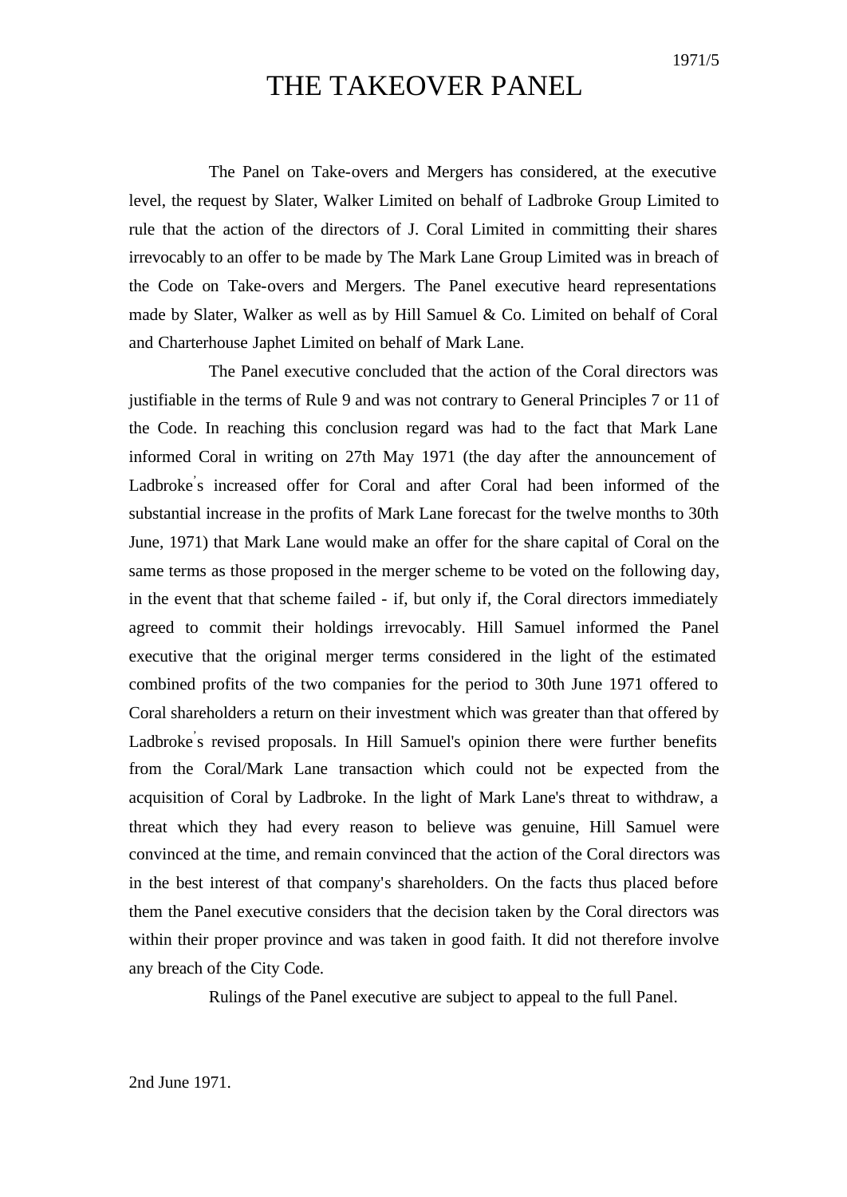1971/5

# THE TAKEOVER PANEL

The Panel on Take-overs and Mergers has considered, at the executive level, the request by Slater, Walker Limited on behalf of Ladbroke Group Limited to rule that the action of the directors of J. Coral Limited in committing their shares irrevocably to an offer to be made by The Mark Lane Group Limited was in breach of the Code on Take-overs and Mergers. The Panel executive heard representations made by Slater, Walker as well as by Hill Samuel & Co. Limited on behalf of Coral and Charterhouse Japhet Limited on behalf of Mark Lane.

The Panel executive concluded that the action of the Coral directors was justifiable in the terms of Rule 9 and was not contrary to General Principles 7 or 11 of the Code. In reaching this conclusion regard was had to the fact that Mark Lane informed Coral in writing on 27th May 1971 (the day after the announcement of Ladbroke's increased offer for Coral and after Coral had been informed of the substantial increase in the profits of Mark Lane forecast for the twelve months to 30th June, 1971) that Mark Lane would make an offer for the share capital of Coral on the same terms as those proposed in the merger scheme to be voted on the following day, in the event that that scheme failed - if, but only if, the Coral directors immediately agreed to commit their holdings irrevocably. Hill Samuel informed the Panel executive that the original merger terms considered in the light of the estimated combined profits of the two companies for the period to 30th June 1971 offered to Coral shareholders a return on their investment which was greater than that offered by Ladbroke's revised proposals. In Hill Samuel's opinion there were further benefits from the Coral/Mark Lane transaction which could not be expected from the acquisition of Coral by Ladbroke. In the light of Mark Lane's threat to withdraw, a threat which they had every reason to believe was genuine, Hill Samuel were convinced at the time, and remain convinced that the action of the Coral directors was in the best interest of that company's shareholders. On the facts thus placed before them the Panel executive considers that the decision taken by the Coral directors was within their proper province and was taken in good faith. It did not therefore involve any breach of the City Code.

Rulings of the Panel executive are subject to appeal to the full Panel.

2nd June 1971.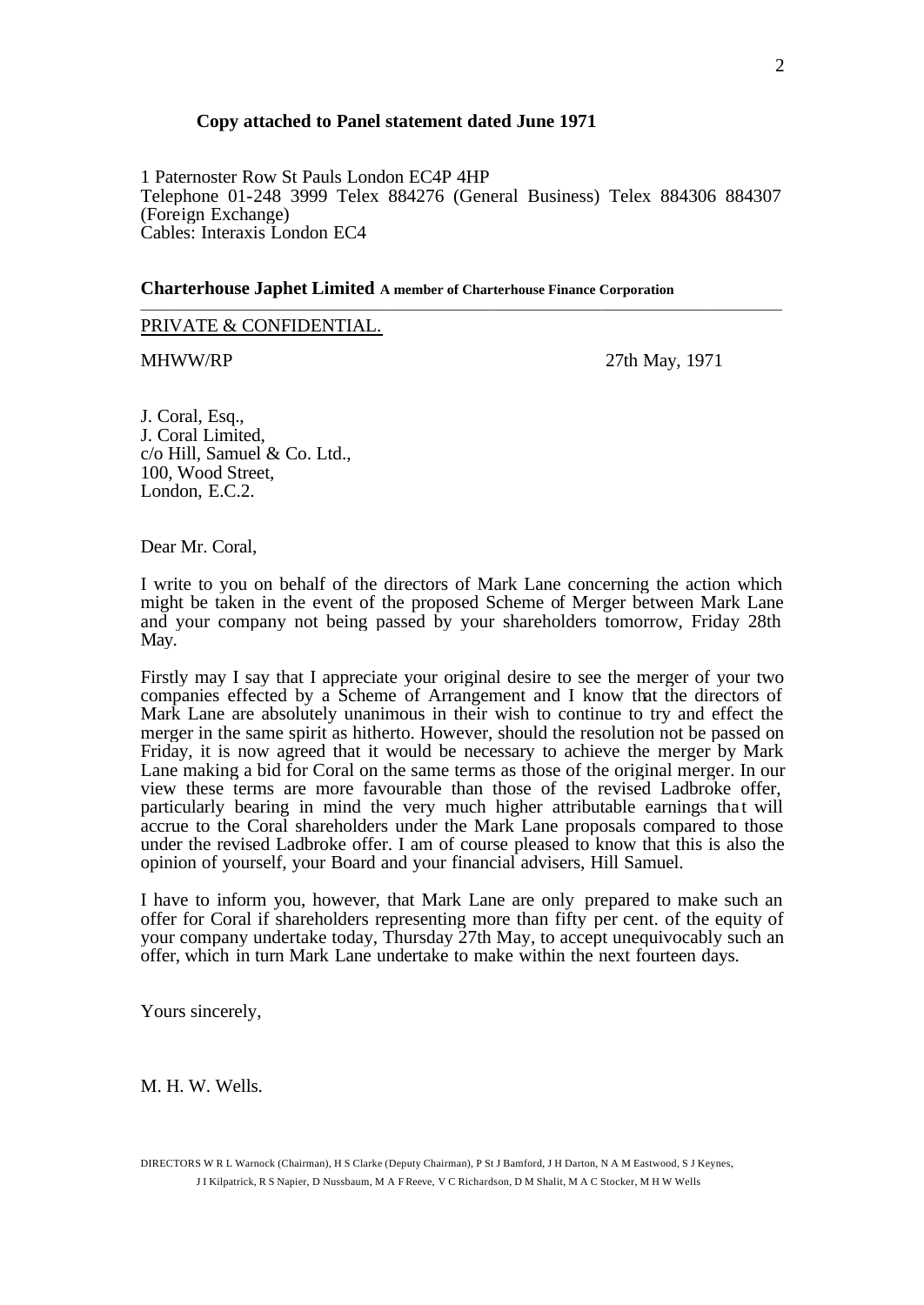**Copy attached to Panel statement dated June 1971**

1 Paternoster Row St Pauls London EC4P 4HP
Telephone 01-248 3999 Telex 884276 (General Business) Telex 884306 884307 (Foreign Exchange)
Cables: Interaxis London EC4

**Charterhouse Japhet Limited A member of Charterhouse Finance Corporation**

---

PRIVATE & CONFIDENTIAL.

MHWW/RP

27th May, 1971

J. Coral, Esq.,
J. Coral Limited,
c/o Hill, Samuel & Co. Ltd.,
100, Wood Street,
London, E.C.2.

Dear Mr. Coral,

I write to you on behalf of the directors of Mark Lane concerning the action which might be taken in the event of the proposed Scheme of Merger between Mark Lane and your company not being passed by your shareholders tomorrow, Friday 28th May.

Firstly may I say that I appreciate your original desire to see the merger of your two companies effected by a Scheme of Arrangement and I know that the directors of Mark Lane are absolutely unanimous in their wish to continue to try and effect the merger in the same spirit as hitherto. However, should the resolution not be passed on Friday, it is now agreed that it would be necessary to achieve the merger by Mark Lane making a bid for Coral on the same terms as those of the original merger. In our view these terms are more favourable than those of the revised Ladbroke offer, particularly bearing in mind the very much higher attributable earnings that will accrue to the Coral shareholders under the Mark Lane proposals compared to those under the revised Ladbroke offer. I am of course pleased to know that this is also the opinion of yourself, your Board and your financial advisers, Hill Samuel.

I have to inform you, however, that Mark Lane are only prepared to make such an offer for Coral if shareholders representing more than fifty per cent. of the equity of your company undertake today, Thursday 27th May, to accept unequivocably such an offer, which in turn Mark Lane undertake to make within the next fourteen days.

Yours sincerely,

M. H. W. Wells.

DIRECTORS W R L Warnock (Chairman), H S Clarke (Deputy Chairman), P St J Bamford, J H Darton, N A M Eastwood, S J Keynes, J I Kilpatrick, R S Napier, D Nussbaum, M A F Reeve, V C Richardson, D M Shalit, M A C Stocker, M H W Wells